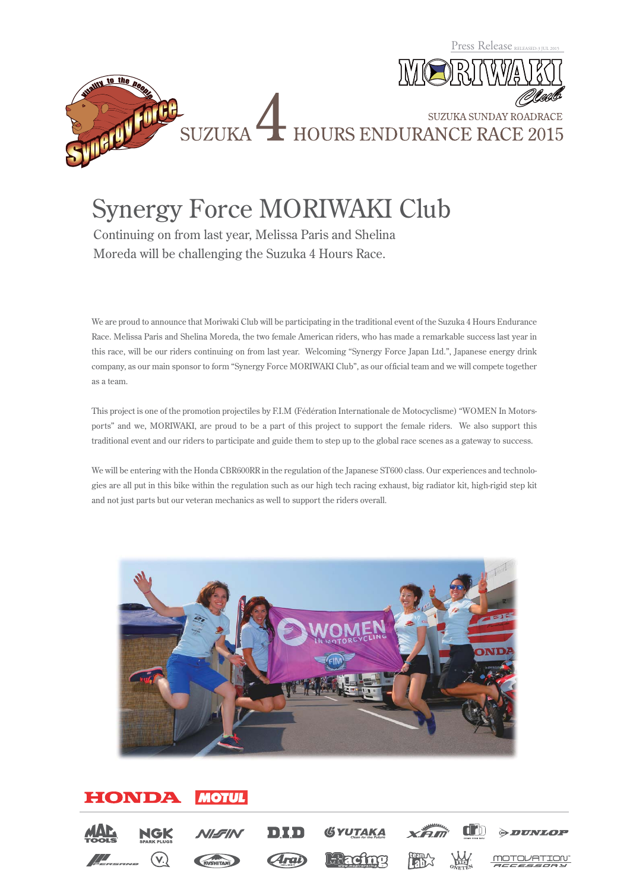Press Release RELEASED 3 JUL 2015

SUZUKA SUNDAY ROADRACE

SUZUKA 4 HOURS ENDURANCE RACE 2015

# Synergy Force MORIWAKI Club

Continuing on from last year, Melissa Paris and Shelina Moreda will be challenging the Suzuka 4 Hours Race.

We are proud to announce that Moriwaki Club will be participating in the traditional event of the Suzuka 4 Hours Endurance Race. Melissa Paris and Shelina Moreda, the two female American riders, who has made a remarkable success last year in this race, will be our riders continuing on from last year. Welcoming “Synergy Force Japan Ltd.”, Japanese energy drink company, as our main sponsor to form “Synergy Force MORIWAKI Club”, as our official team and we will compete together as a team.

This project is one of the promotion projectiles by F.I.M (Fédération Internationale de Motocyclisme) “WOMEN In Motorsports” and we, MORIWAKI, are proud to be a part of this project to support the female riders. We also support this traditional event and our riders to participate and guide them to step up to the global race scenes as a gateway to success.

We will be entering with the Honda CBR600RR in the regulation of the Japanese ST600 class. Our experiences and technologies are all put in this bike within the regulation such as our high tech racing exhaust, big radiator kit, high-rigid step kit and not just parts but our veteran mechanics as well to support the riders overall.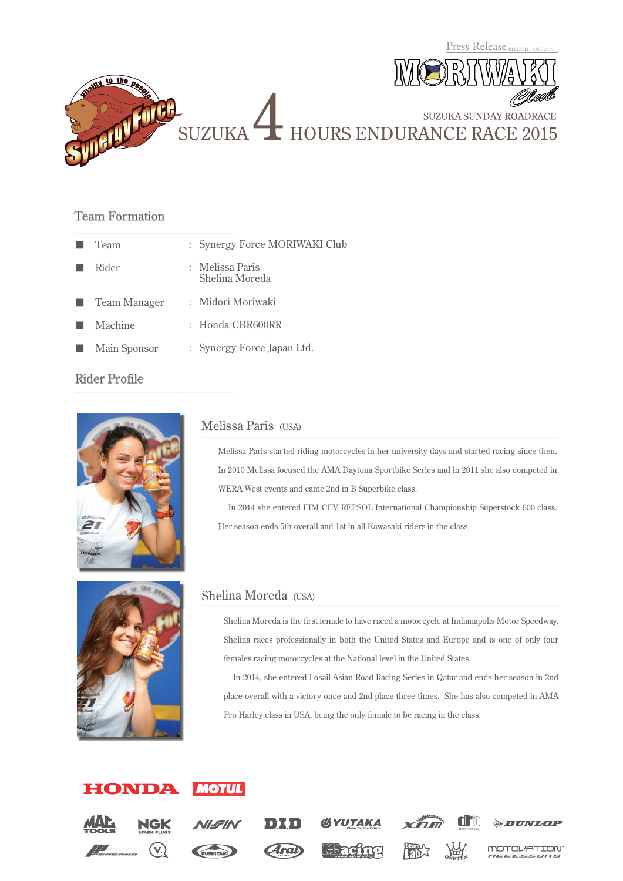Press Release RELEASED 3 JUL 2015

SUZUKA SUNDAY ROADRACE

# SUZUKA 4 HOURS ENDURANCE RACE 2015

## Team Formation

| | | |
|---|---|---|
| ■ | Team | : Synergy Force MORIWAKI Club |
| ■ | Rider | : Melissa Paris<br>Shelina Moreda |
| ■ | Team Manager | : Midori Moriwaki |
| ■ | Machine | : Honda CBR600RR |
| ■ | Main Sponsor | : Synergy Force Japan Ltd. |

## Rider Profile

### Melissa Paris (USA)

Melissa Paris started riding motorcycles in her university days and started racing since then. In 2010 Melissa focused the AMA Daytona Sportbike Series and in 2011 she also competed in WERA West events and came 2nd in B Superbike class.

In 2014 she entered FIM CEV REPSOL International Championship Superstock 600 class. Her season ends 5th overall and 1st in all Kawasaki riders in the class.

### Shelina Moreda (USA)

Shelina Moreda is the first female to have raced a motorcycle at Indianapolis Motor Speedway. Shelina races professionally in both the United States and Europe and is one of only four females racing motorcycles at the National level in the United States.

In 2014, she entered Losail Asian Road Racing Series in Qatar and ends her season in 2nd place overall with a victory once and 2nd place three times. She has also competed in AMA Pro Harley class in USA, being the only female to be racing in the class.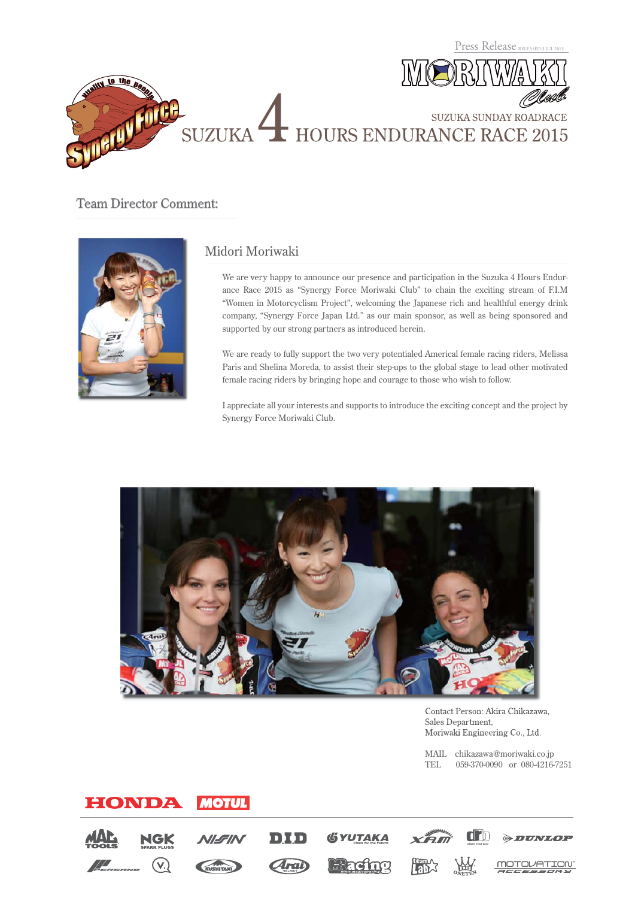Press Release RELEASED 3 JUL 2015

SUZUKA SUNDAY ROADRACE

# SUZUKA 4 HOURS ENDURANCE RACE 2015

## Team Director Comment:

### Midori Moriwaki

We are very happy to announce our presence and participation in the Suzuka 4 Hours Endurance Race 2015 as "Synergy Force Moriwaki Club" to chain the exciting stream of F.I.M "Women in Motorcyclism Project", welcoming the Japanese rich and healthful energy drink company, "Synergy Force Japan Ltd." as our main sponsor, as well as being sponsored and supported by our strong partners as introduced herein.

We are ready to fully support the two very potentialed Americal female racing riders, Melissa Paris and Shelina Moreda, to assist their step-ups to the global stage to lead other motivated female racing riders by bringing hope and courage to those who wish to follow.

I appreciate all your interests and supports to introduce the exciting concept and the project by Synergy Force Moriwaki Club.

Contact Person: Akira Chikazawa,
Sales Department,
Moriwaki Engineering Co., Ltd.

MAIL chikazawa@moriwaki.co.jp
TEL 059-370-0090 or 080-4216-7251